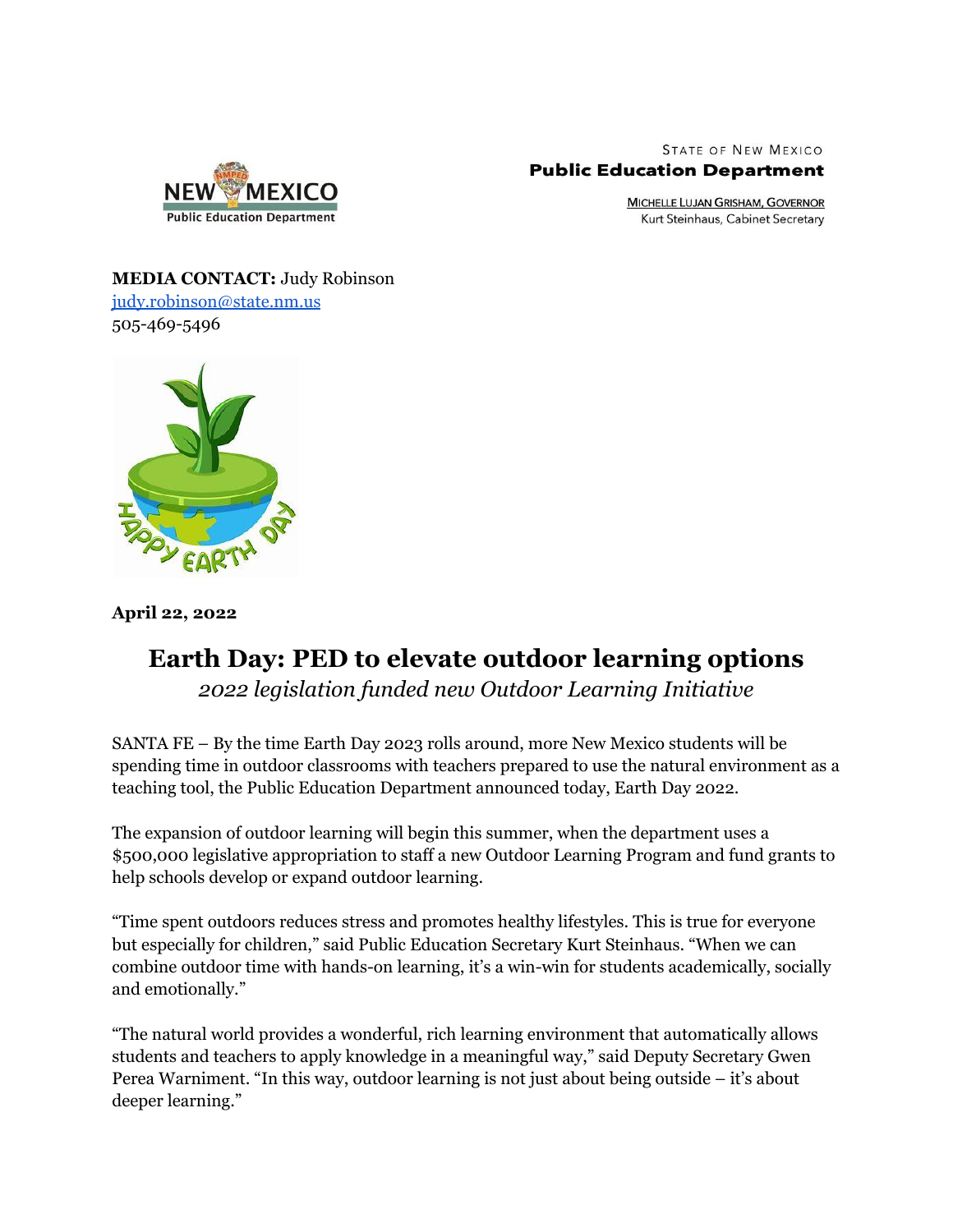STATE OF NEW MEXICO
**Public Education Department**

MICHELLE LUJAN GRISHAM, GOVERNOR
Kurt Steinhaus, Cabinet Secretary

**MEDIA CONTACT:** Judy Robinson
judy.robinson@state.nm.us
505-469-5496

**April 22, 2022**

# Earth Day: PED to elevate outdoor learning options

*2022 legislation funded new Outdoor Learning Initiative*

SANTA FE – By the time Earth Day 2023 rolls around, more New Mexico students will be spending time in outdoor classrooms with teachers prepared to use the natural environment as a teaching tool, the Public Education Department announced today, Earth Day 2022.

The expansion of outdoor learning will begin this summer, when the department uses a $500,000 legislative appropriation to staff a new Outdoor Learning Program and fund grants to help schools develop or expand outdoor learning.

"Time spent outdoors reduces stress and promotes healthy lifestyles. This is true for everyone but especially for children," said Public Education Secretary Kurt Steinhaus. "When we can combine outdoor time with hands-on learning, it's a win-win for students academically, socially and emotionally."

"The natural world provides a wonderful, rich learning environment that automatically allows students and teachers to apply knowledge in a meaningful way," said Deputy Secretary Gwen Perea Warniment. "In this way, outdoor learning is not just about being outside – it's about deeper learning."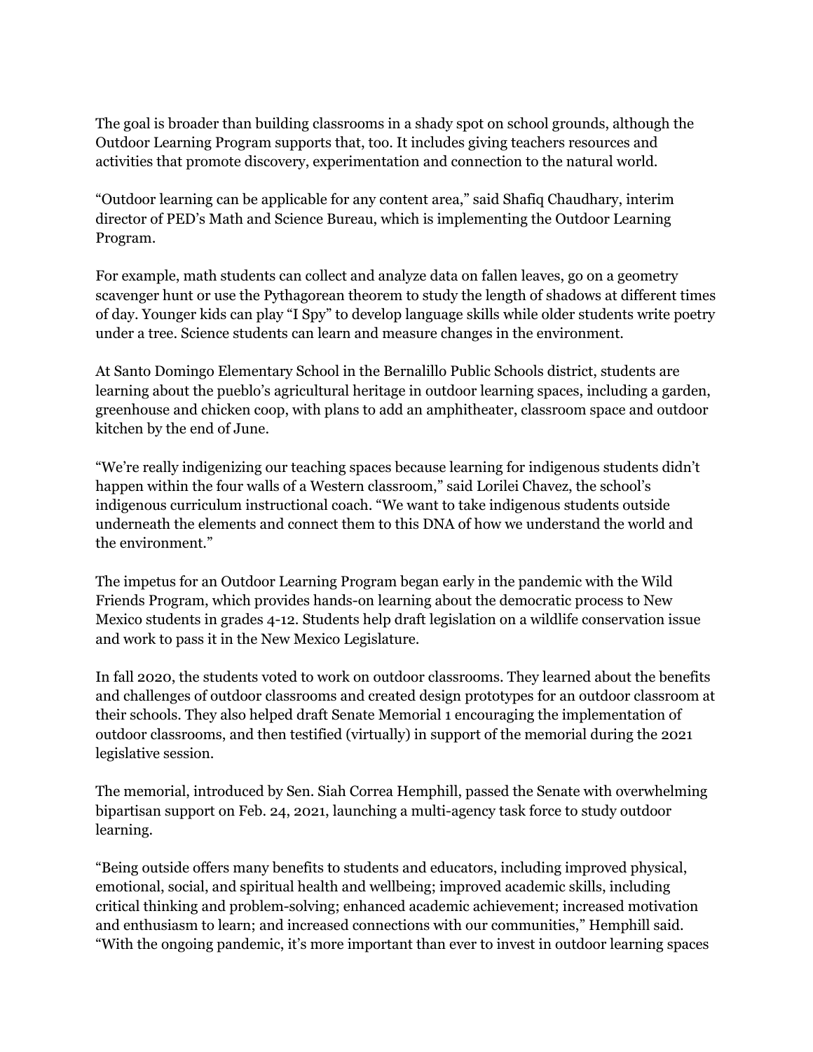The goal is broader than building classrooms in a shady spot on school grounds, although the Outdoor Learning Program supports that, too. It includes giving teachers resources and activities that promote discovery, experimentation and connection to the natural world.

"Outdoor learning can be applicable for any content area," said Shafiq Chaudhary, interim director of PED's Math and Science Bureau, which is implementing the Outdoor Learning Program.

For example, math students can collect and analyze data on fallen leaves, go on a geometry scavenger hunt or use the Pythagorean theorem to study the length of shadows at different times of day. Younger kids can play "I Spy" to develop language skills while older students write poetry under a tree. Science students can learn and measure changes in the environment.

At Santo Domingo Elementary School in the Bernalillo Public Schools district, students are learning about the pueblo's agricultural heritage in outdoor learning spaces, including a garden, greenhouse and chicken coop, with plans to add an amphitheater, classroom space and outdoor kitchen by the end of June.

"We're really indigenizing our teaching spaces because learning for indigenous students didn't happen within the four walls of a Western classroom," said Lorilei Chavez, the school's indigenous curriculum instructional coach. "We want to take indigenous students outside underneath the elements and connect them to this DNA of how we understand the world and the environment."

The impetus for an Outdoor Learning Program began early in the pandemic with the Wild Friends Program, which provides hands-on learning about the democratic process to New Mexico students in grades 4-12. Students help draft legislation on a wildlife conservation issue and work to pass it in the New Mexico Legislature.

In fall 2020, the students voted to work on outdoor classrooms. They learned about the benefits and challenges of outdoor classrooms and created design prototypes for an outdoor classroom at their schools. They also helped draft Senate Memorial 1 encouraging the implementation of outdoor classrooms, and then testified (virtually) in support of the memorial during the 2021 legislative session.

The memorial, introduced by Sen. Siah Correa Hemphill, passed the Senate with overwhelming bipartisan support on Feb. 24, 2021, launching a multi-agency task force to study outdoor learning.

"Being outside offers many benefits to students and educators, including improved physical, emotional, social, and spiritual health and wellbeing; improved academic skills, including critical thinking and problem-solving; enhanced academic achievement; increased motivation and enthusiasm to learn; and increased connections with our communities," Hemphill said. "With the ongoing pandemic, it's more important than ever to invest in outdoor learning spaces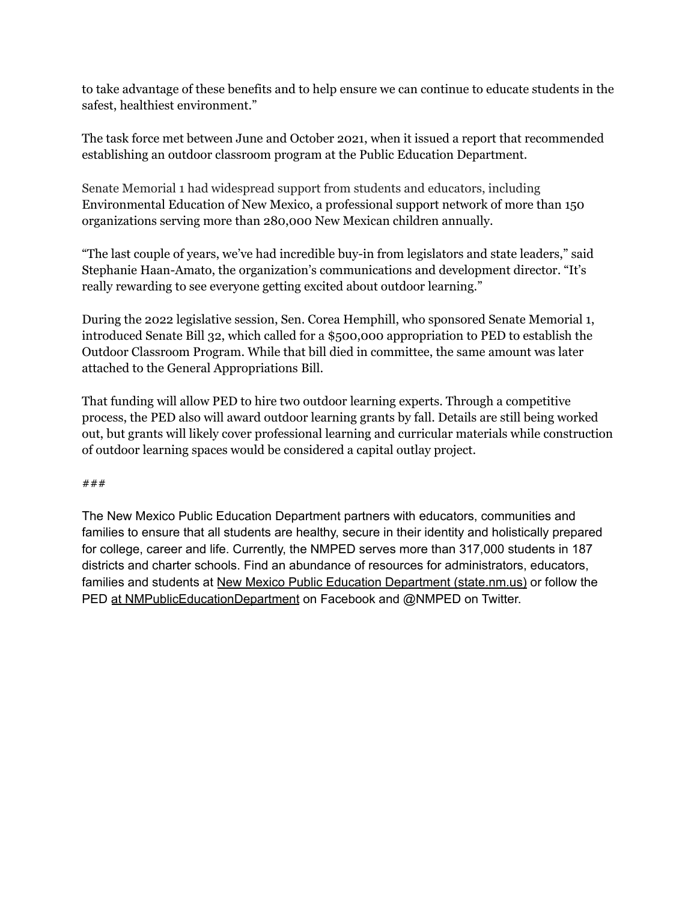to take advantage of these benefits and to help ensure we can continue to educate students in the safest, healthiest environment."

The task force met between June and October 2021, when it issued a report that recommended establishing an outdoor classroom program at the Public Education Department.

Senate Memorial 1 had widespread support from students and educators, including Environmental Education of New Mexico, a professional support network of more than 150 organizations serving more than 280,000 New Mexican children annually.

"The last couple of years, we've had incredible buy-in from legislators and state leaders," said Stephanie Haan-Amato, the organization's communications and development director. "It's really rewarding to see everyone getting excited about outdoor learning."

During the 2022 legislative session, Sen. Corea Hemphill, who sponsored Senate Memorial 1, introduced Senate Bill 32, which called for a $500,000 appropriation to PED to establish the Outdoor Classroom Program. While that bill died in committee, the same amount was later attached to the General Appropriations Bill.

That funding will allow PED to hire two outdoor learning experts. Through a competitive process, the PED also will award outdoor learning grants by fall. Details are still being worked out, but grants will likely cover professional learning and curricular materials while construction of outdoor learning spaces would be considered a capital outlay project.

###

The New Mexico Public Education Department partners with educators, communities and families to ensure that all students are healthy, secure in their identity and holistically prepared for college, career and life. Currently, the NMPED serves more than 317,000 students in 187 districts and charter schools. Find an abundance of resources for administrators, educators, families and students at New Mexico Public Education Department (state.nm.us) or follow the PED at NMPublicEducationDepartment on Facebook and @NMPED on Twitter.